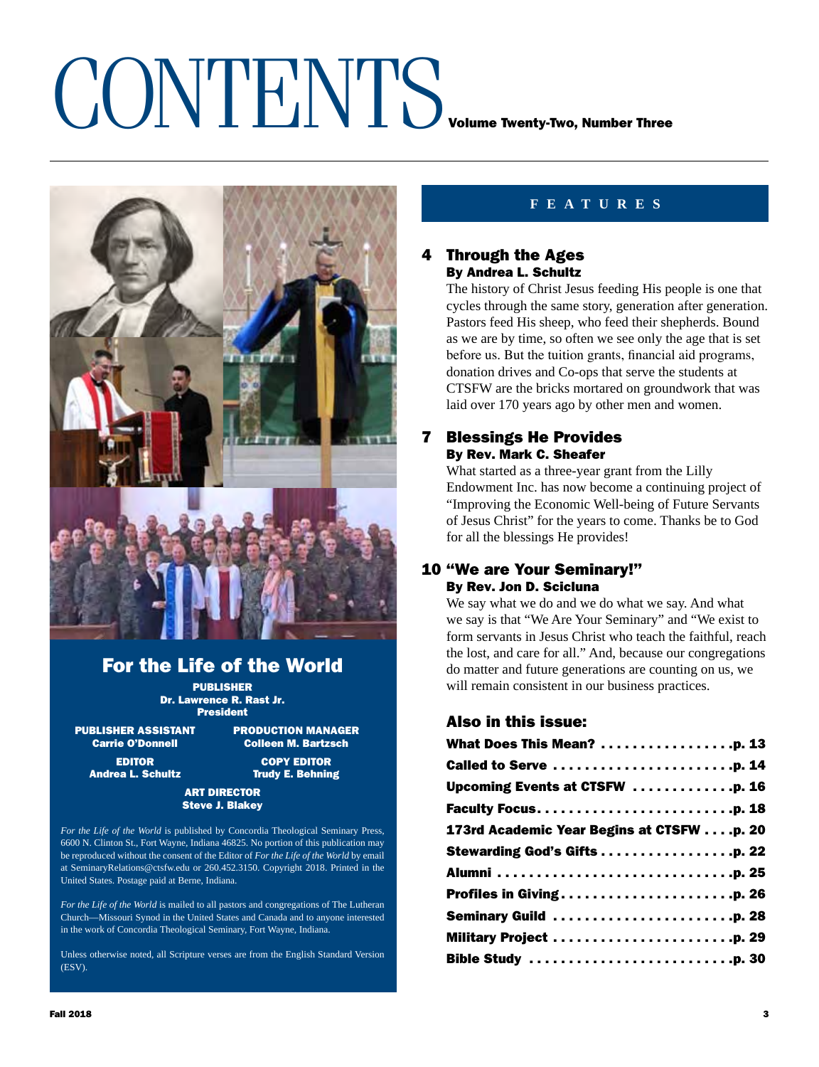# CONTENTS

**Volume Twenty-Two, Number Three**

## For the Life of the World

**PUBLISHER**
**Dr. Lawrence R. Rast Jr.**
**President**

**PUBLISHER ASSISTANT**
**Carrie O'Donnell**

**PRODUCTION MANAGER**
**Colleen M. Bartzsch**

**EDITOR**
**Andrea L. Schultz**

**COPY EDITOR**
**Trudy E. Behning**

**ART DIRECTOR**
**Steve J. Blakey**

*For the Life of the World* is published by Concordia Theological Seminary Press, 6600 N. Clinton St., Fort Wayne, Indiana 46825. No portion of this publication may be reproduced without the consent of the Editor of *For the Life of the World* by email at SeminaryRelations@ctsfw.edu or 260.452.3150. Copyright 2018. Printed in the United States. Postage paid at Berne, Indiana.

*For the Life of the World* is mailed to all pastors and congregations of The Lutheran Church—Missouri Synod in the United States and Canada and to anyone interested in the work of Concordia Theological Seminary, Fort Wayne, Indiana.

Unless otherwise noted, all Scripture verses are from the English Standard Version (ESV).

## FEATURES

### 4 Through the Ages
**By Andrea L. Schultz**

The history of Christ Jesus feeding His people is one that cycles through the same story, generation after generation. Pastors feed His sheep, who feed their shepherds. Bound as we are by time, so often we see only the age that is set before us. But the tuition grants, financial aid programs, donation drives and Co-ops that serve the students at CTSFW are the bricks mortared on groundwork that was laid over 170 years ago by other men and women.

### 7 Blessings He Provides
**By Rev. Mark C. Sheafer**

What started as a three-year grant from the Lilly Endowment Inc. has now become a continuing project of "Improving the Economic Well-being of Future Servants of Jesus Christ" for the years to come. Thanks be to God for all the blessings He provides!

### 10 "We are Your Seminary!"
**By Rev. Jon D. Scicluna**

We say what we do and we do what we say. And what we say is that "We Are Your Seminary" and "We exist to form servants in Jesus Christ who teach the faithful, reach the lost, and care for all." And, because our congregations do matter and future generations are counting on us, we will remain consistent in our business practices.

### Also in this issue:

- What Does This Mean? . . . . . . . . . . . . . . . . p. 13
- Called to Serve . . . . . . . . . . . . . . . . . . . . . p. 14
- Upcoming Events at CTSFW . . . . . . . . . . . p. 16
- Faculty Focus. . . . . . . . . . . . . . . . . . . . . . . p. 18
- 173rd Academic Year Begins at CTSFW . . . . p. 20
- Stewarding God's Gifts . . . . . . . . . . . . . . . p. 22
- Alumni . . . . . . . . . . . . . . . . . . . . . . . . . . p. 25
- Profiles in Giving. . . . . . . . . . . . . . . . . . . . p. 26
- Seminary Guild . . . . . . . . . . . . . . . . . . . . . p. 28
- Military Project . . . . . . . . . . . . . . . . . . . . p. 29
- Bible Study . . . . . . . . . . . . . . . . . . . . . . . p. 30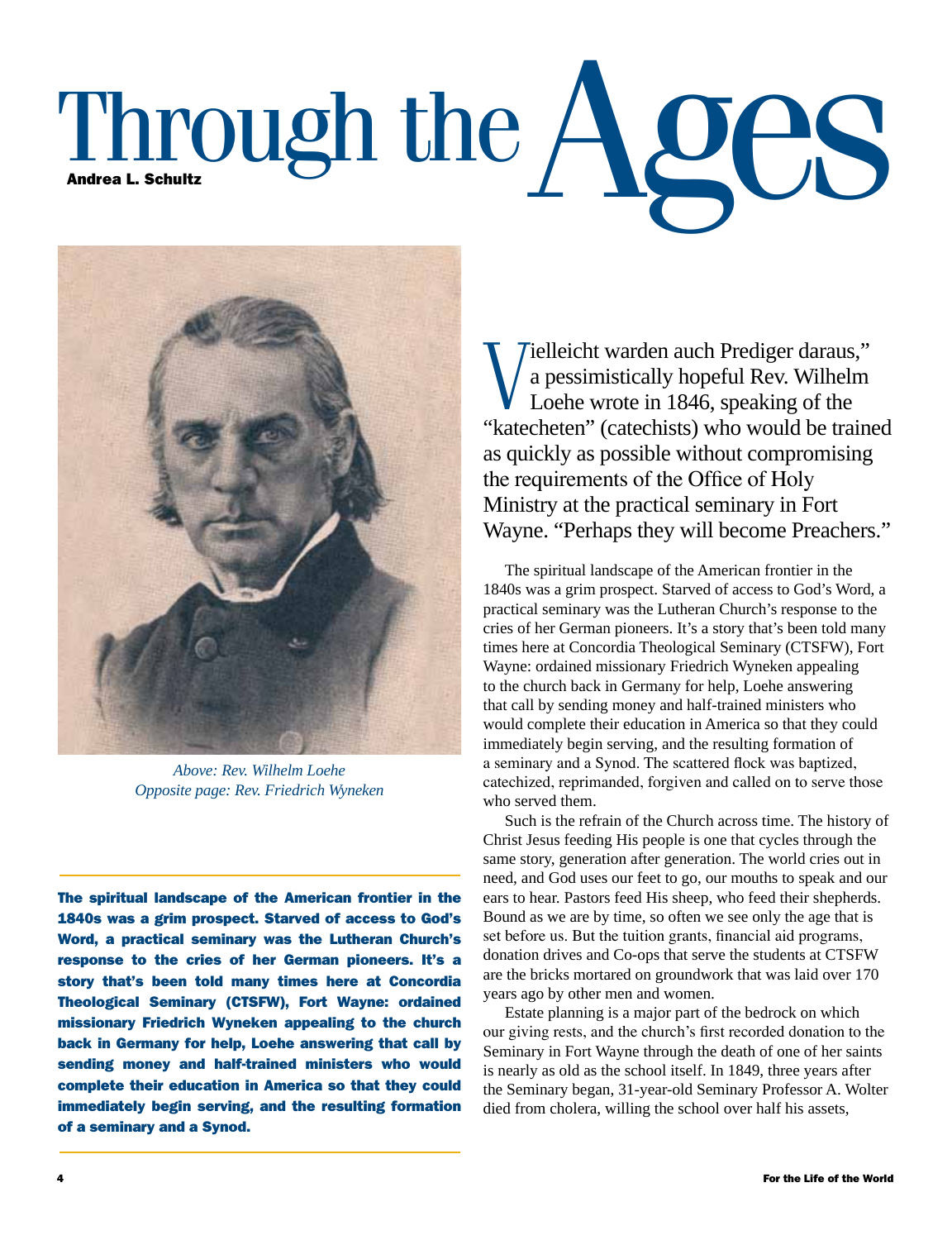# Through the Ages

**Andrea L. Schultz**

*Above: Rev. Wilhelm Loehe*
*Opposite page: Rev. Friedrich Wyneken*

**The spiritual landscape of the American frontier in the 1840s was a grim prospect. Starved of access to God's Word, a practical seminary was the Lutheran Church's response to the cries of her German pioneers. It's a story that's been told many times here at Concordia Theological Seminary (CTSFW), Fort Wayne: ordained missionary Friedrich Wyneken appealing to the church back in Germany for help, Loehe answering that call by sending money and half-trained ministers who would complete their education in America so that they could immediately begin serving, and the resulting formation of a seminary and a Synod.**

"Vielleicht warden auch Prediger daraus," a pessimistically hopeful Rev. Wilhelm Loehe wrote in 1846, speaking of the "katecheten" (catechists) who would be trained as quickly as possible without compromising the requirements of the Office of Holy Ministry at the practical seminary in Fort Wayne. "Perhaps they will become Preachers."

The spiritual landscape of the American frontier in the 1840s was a grim prospect. Starved of access to God's Word, a practical seminary was the Lutheran Church's response to the cries of her German pioneers. It's a story that's been told many times here at Concordia Theological Seminary (CTSFW), Fort Wayne: ordained missionary Friedrich Wyneken appealing to the church back in Germany for help, Loehe answering that call by sending money and half-trained ministers who would complete their education in America so that they could immediately begin serving, and the resulting formation of a seminary and a Synod. The scattered flock was baptized, catechized, reprimanded, forgiven and called on to serve those who served them.

Such is the refrain of the Church across time. The history of Christ Jesus feeding His people is one that cycles through the same story, generation after generation. The world cries out in need, and God uses our feet to go, our mouths to speak and our ears to hear. Pastors feed His sheep, who feed their shepherds. Bound as we are by time, so often we see only the age that is set before us. But the tuition grants, financial aid programs, donation drives and Co-ops that serve the students at CTSFW are the bricks mortared on groundwork that was laid over 170 years ago by other men and women.

Estate planning is a major part of the bedrock on which our giving rests, and the church's first recorded donation to the Seminary in Fort Wayne through the death of one of her saints is nearly as old as the school itself. In 1849, three years after the Seminary began, 31-year-old Seminary Professor A. Wolter died from cholera, willing the school over half his assets,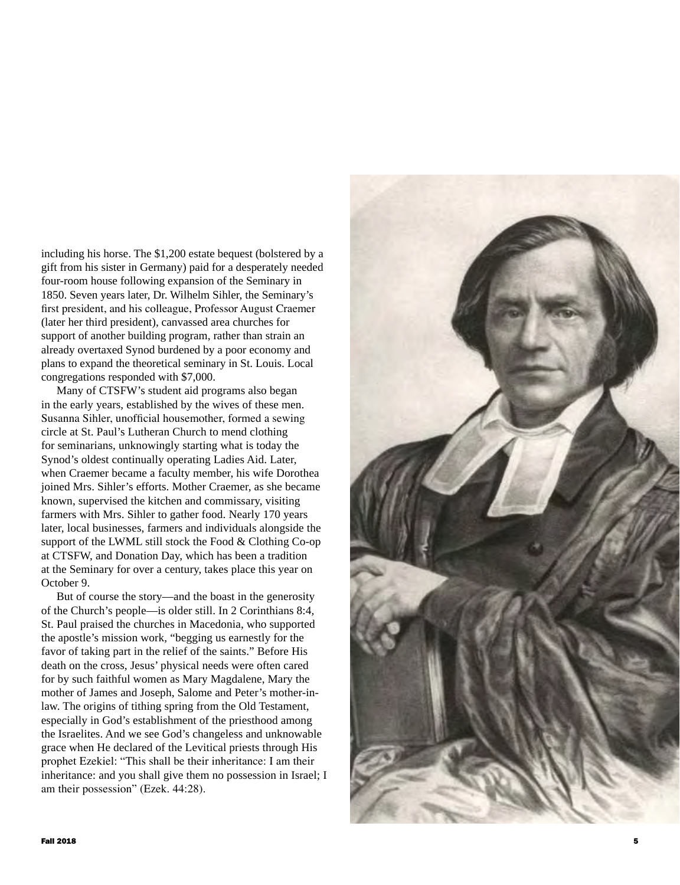including his horse. The $1,200 estate bequest (bolstered by a gift from his sister in Germany) paid for a desperately needed four-room house following expansion of the Seminary in 1850. Seven years later, Dr. Wilhelm Sihler, the Seminary's first president, and his colleague, Professor August Craemer (later her third president), canvassed area churches for support of another building program, rather than strain an already overtaxed Synod burdened by a poor economy and plans to expand the theoretical seminary in St. Louis. Local congregations responded with $7,000.

Many of CTSFW's student aid programs also began in the early years, established by the wives of these men. Susanna Sihler, unofficial housemother, formed a sewing circle at St. Paul's Lutheran Church to mend clothing for seminarians, unknowingly starting what is today the Synod's oldest continually operating Ladies Aid. Later, when Craemer became a faculty member, his wife Dorothea joined Mrs. Sihler's efforts. Mother Craemer, as she became known, supervised the kitchen and commissary, visiting farmers with Mrs. Sihler to gather food. Nearly 170 years later, local businesses, farmers and individuals alongside the support of the LWML still stock the Food & Clothing Co-op at CTSFW, and Donation Day, which has been a tradition at the Seminary for over a century, takes place this year on October 9.

But of course the story—and the boast in the generosity of the Church's people—is older still. In 2 Corinthians 8:4, St. Paul praised the churches in Macedonia, who supported the apostle's mission work, "begging us earnestly for the favor of taking part in the relief of the saints." Before His death on the cross, Jesus' physical needs were often cared for by such faithful women as Mary Magdalene, Mary the mother of James and Joseph, Salome and Peter's mother-in-law. The origins of tithing spring from the Old Testament, especially in God's establishment of the priesthood among the Israelites. And we see God's changeless and unknowable grace when He declared of the Levitical priests through His prophet Ezekiel: "This shall be their inheritance: I am their inheritance: and you shall give them no possession in Israel; I am their possession" (Ezek. 44:28).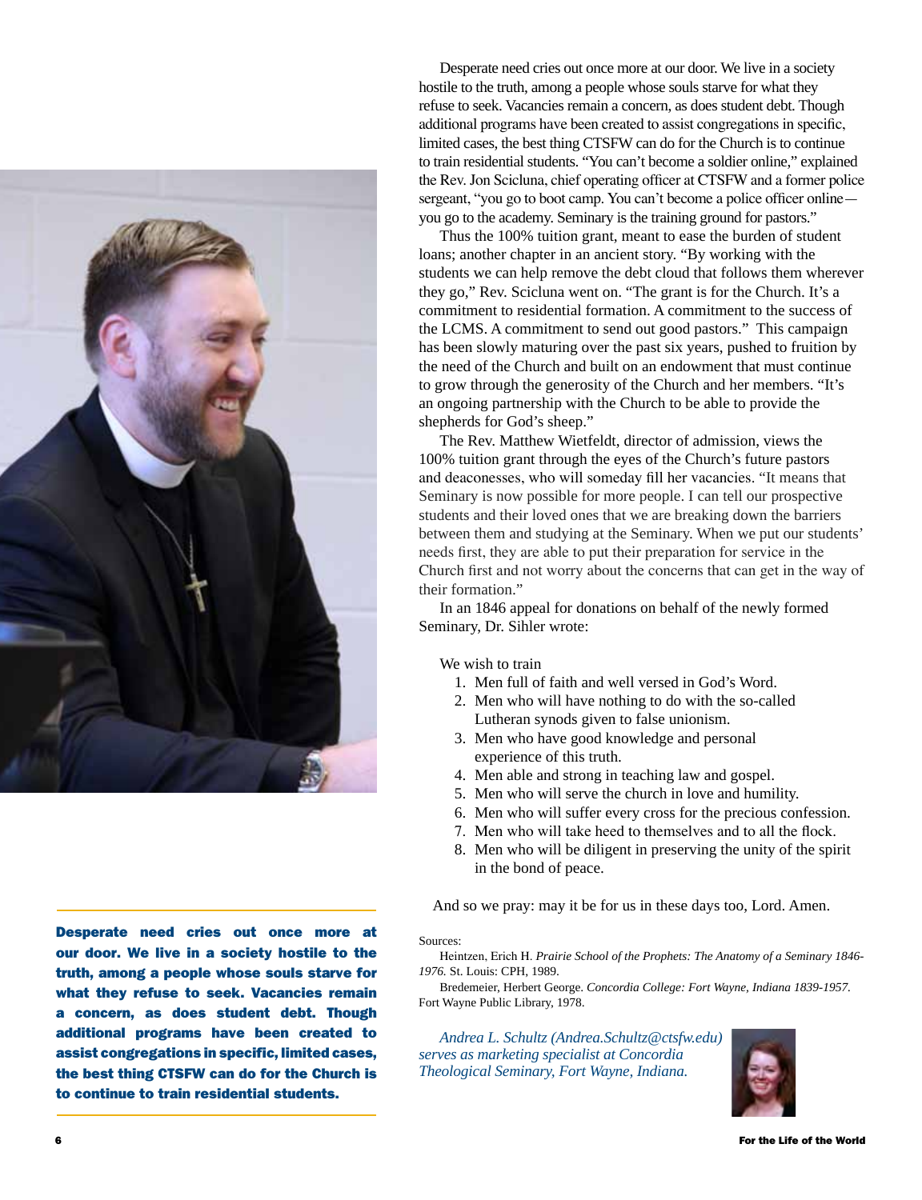Desperate need cries out once more at our door. We live in a society hostile to the truth, among a people whose souls starve for what they refuse to seek. Vacancies remain a concern, as does student debt. Though additional programs have been created to assist congregations in specific, limited cases, the best thing CTSFW can do for the Church is to continue to train residential students. "You can't become a soldier online," explained the Rev. Jon Scicluna, chief operating officer at CTSFW and a former police sergeant, "you go to boot camp. You can't become a police officer online—you go to the academy. Seminary is the training ground for pastors."

Thus the 100% tuition grant, meant to ease the burden of student loans; another chapter in an ancient story. "By working with the students we can help remove the debt cloud that follows them wherever they go," Rev. Scicluna went on. "The grant is for the Church. It's a commitment to residential formation. A commitment to the success of the LCMS. A commitment to send out good pastors." This campaign has been slowly maturing over the past six years, pushed to fruition by the need of the Church and built on an endowment that must continue to grow through the generosity of the Church and her members. "It's an ongoing partnership with the Church to be able to provide the shepherds for God's sheep."

The Rev. Matthew Wietfeldt, director of admission, views the 100% tuition grant through the eyes of the Church's future pastors and deaconesses, who will someday fill her vacancies. "It means that Seminary is now possible for more people. I can tell our prospective students and their loved ones that we are breaking down the barriers between them and studying at the Seminary. When we put our students' needs first, they are able to put their preparation for service in the Church first and not worry about the concerns that can get in the way of their formation."

In an 1846 appeal for donations on behalf of the newly formed Seminary, Dr. Sihler wrote:

We wish to train

1. Men full of faith and well versed in God's Word.
2. Men who will have nothing to do with the so-called Lutheran synods given to false unionism.
3. Men who have good knowledge and personal experience of this truth.
4. Men able and strong in teaching law and gospel.
5. Men who will serve the church in love and humility.
6. Men who will suffer every cross for the precious confession.
7. Men who will take heed to themselves and to all the flock.
8. Men who will be diligent in preserving the unity of the spirit in the bond of peace.

And so we pray: may it be for us in these days too, Lord. Amen.

**Desperate need cries out once more at our door. We live in a society hostile to the truth, among a people whose souls starve for what they refuse to seek. Vacancies remain a concern, as does student debt. Though additional programs have been created to assist congregations in specific, limited cases, the best thing CTSFW can do for the Church is to continue to train residential students.**

Sources:

Heintzen, Erich H. *Prairie School of the Prophets: The Anatomy of a Seminary 1846-1976.* St. Louis: CPH, 1989.

Bredemeier, Herbert George. *Concordia College: Fort Wayne, Indiana 1839-1957.* Fort Wayne Public Library, 1978.

*Andrea L. Schultz (Andrea.Schultz@ctsfw.edu) serves as marketing specialist at Concordia Theological Seminary, Fort Wayne, Indiana.*